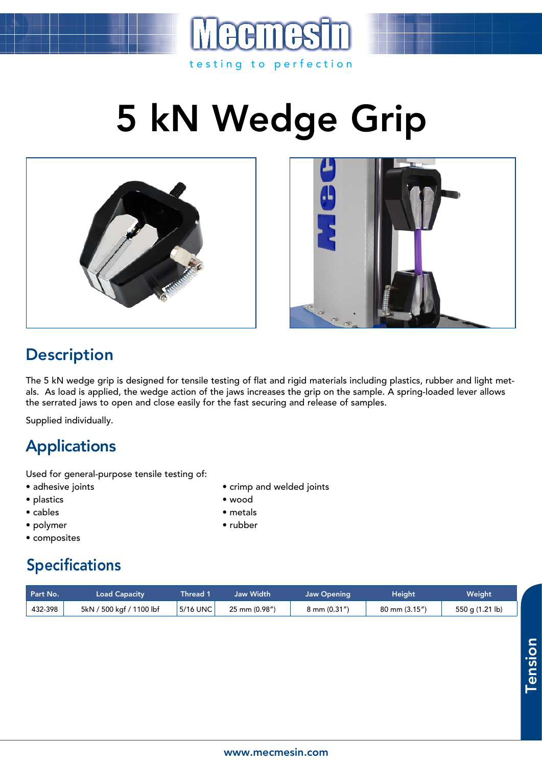# 5 kN Wedge Grip

## Description

The 5 kN wedge grip is designed for tensile testing of flat and rigid materials including plastics, rubber and light metals. As load is applied, the wedge action of the jaws increases the grip on the sample. A spring-loaded lever allows the serrated jaws to open and close easily for the fast securing and release of samples.

Supplied individually.

## Applications

Used for general-purpose tensile testing of:

- adhesive joints
- plastics
- cables
- polymer
- composites
- crimp and welded joints
- wood
- metals
- rubber

## Specifications

| Part No. | Load Capacity | Thread 1 | Jaw Width | Jaw Opening | Height | Weight |
|---|---|---|---|---|---|---|
| 432-398 | 5kN / 500 kgf / 1100 lbf | 5/16 UNC | 25 mm (0.98″) | 8 mm (0.31″) | 80 mm (3.15″) | 550 g (1.21 lb) |

Tension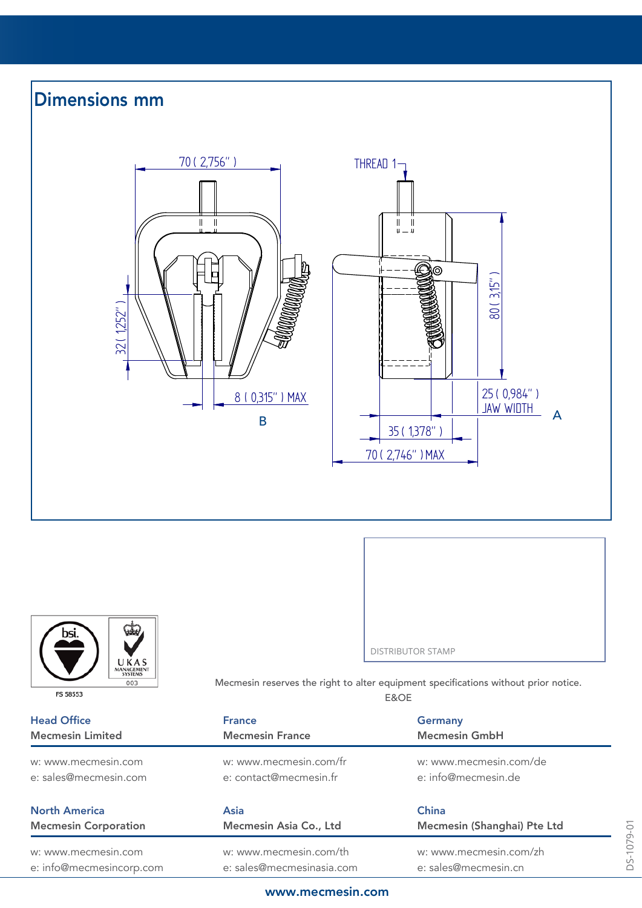## Dimensions mm

70 ( 2,756" )

THREAD 1

32 ( 1,252" )

80 ( 3,15" )

8 ( 0,315" ) MAX

B

25 ( 0,984" )
JAW WIDTH

A

35 ( 1,378" )

70 ( 2,746" ) MAX

FS 58553

DISTRIBUTOR STAMP

Mecmesin reserves the right to alter equipment specifications without prior notice.
E&OE

| | | |
|---|---|---|
| **Head Office** | **France** | **Germany** |
| **Mecmesin Limited** | **Mecmesin France** | **Mecmesin GmbH** |
| w: www.mecmesin.com | w: www.mecmesin.com/fr | w: www.mecmesin.com/de |
| e: sales@mecmesin.com | e: contact@mecmesin.fr | e: info@mecmesin.de |
| **North America** | **Asia** | **China** |
| **Mecmesin Corporation** | **Mecmesin Asia Co., Ltd** | **Mecmesin (Shanghai) Pte Ltd** |
| w: www.mecmesin.com | w: www.mecmesin.com/th | w: www.mecmesin.com/zh |
| e: info@mecmesincorp.com | e: sales@mecmesinasia.com | e: sales@mecmesin.cn |

DS-1079-01

**www.mecmesin.com**